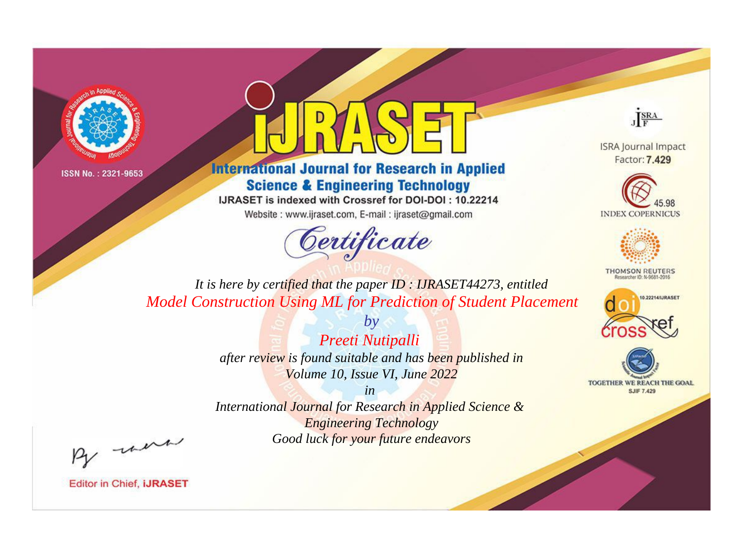ISSN No. : 2321-9653

# IJRASET

## International Journal for Research in Applied Science & Engineering Technology

IJRASET is indexed with Crossref for DOI-DOI : 10.22214

Website : www.ijraset.com, E-mail : ijraset@gmail.com

ISRA Journal Impact Factor: **7.429**

45.98 INDEX COPERNICUS

THOMSON REUTERS Researcher ID: N-9681-2016

10.22214/IJRASET

TOGETHER WE REACH THE GOAL SJIF 7.429

# *Certificate*

*It is here by certified that the paper ID : IJRASET44273, entitled*

*Model Construction Using ML for Prediction of Student Placement*

*by*

*Preeti Nutipalli*

*after review is found suitable and has been published in*

*Volume 10, Issue VI, June 2022*

*in*

*International Journal for Research in Applied Science & Engineering Technology*

*Good luck for your future endeavors*

Editor in Chief, **IJRASET**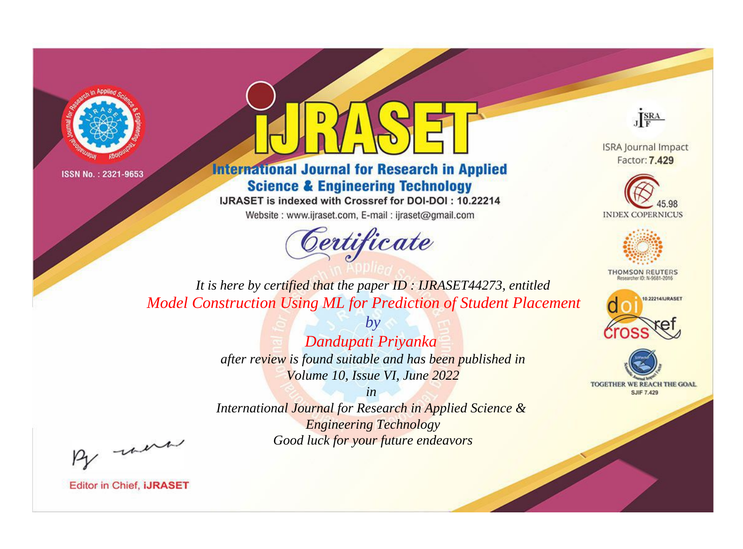ISSN No. : 2321-9653

# iJRASET

## International Journal for Research in Applied Science & Engineering Technology

IJRASET is indexed with Crossref for DOI-DOI : 10.22214

Website : www.ijraset.com, E-mail : ijraset@gmail.com

ISRA Journal Impact Factor: **7.429**

45.98 INDEX COPERNICUS

THOMSON REUTERS Researcher ID: N-9681-2016

10.22214/IJRASET

TOGETHER WE REACH THE GOAL SJIF 7.429

# Certificate

*It is here by certified that the paper ID : IJRASET44273, entitled*

*Model Construction Using ML for Prediction of Student Placement*

*by*

*Dandupati Priyanka*

*after review is found suitable and has been published in*

*Volume 10, Issue VI, June 2022*

*in*

*International Journal for Research in Applied Science & Engineering Technology*

*Good luck for your future endeavors*

Editor in Chief, **iJRASET**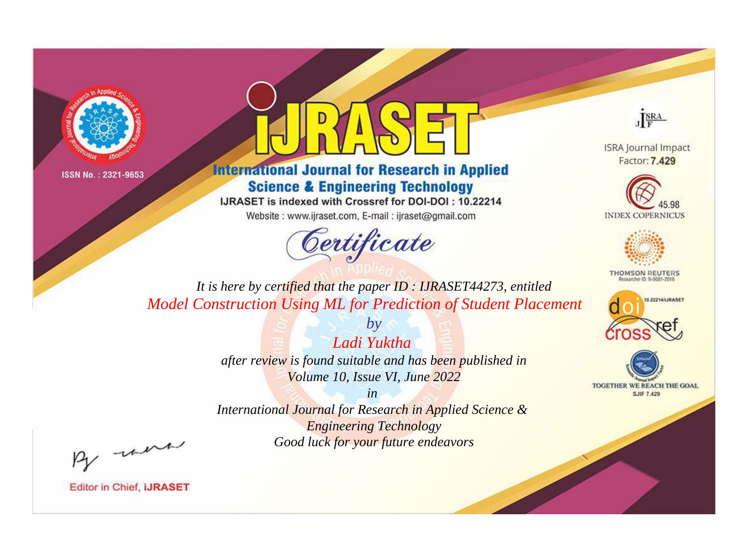ISSN No. : 2321-9653

# iJRASET

## International Journal for Research in Applied Science & Engineering Technology

IJRASET is indexed with Crossref for DOI-DOI : 10.22214

Website : www.ijraset.com, E-mail : ijraset@gmail.com

ISRA Journal Impact Factor: **7.429**

45.98 INDEX COPERNICUS

THOMSON REUTERS Researcher ID: N-9681-2016

10.22214/IJRASET

TOGETHER WE REACH THE GOAL SJIF 7.429

# Certificate

*It is here by certified that the paper ID : IJRASET44273, entitled*

*Model Construction Using ML for Prediction of Student Placement*

*by*

*Ladi Yuktha*

*after review is found suitable and has been published in*

*Volume 10, Issue VI, June 2022*

*in*

*International Journal for Research in Applied Science & Engineering Technology*

*Good luck for your future endeavors*

Editor in Chief, **iJRASET**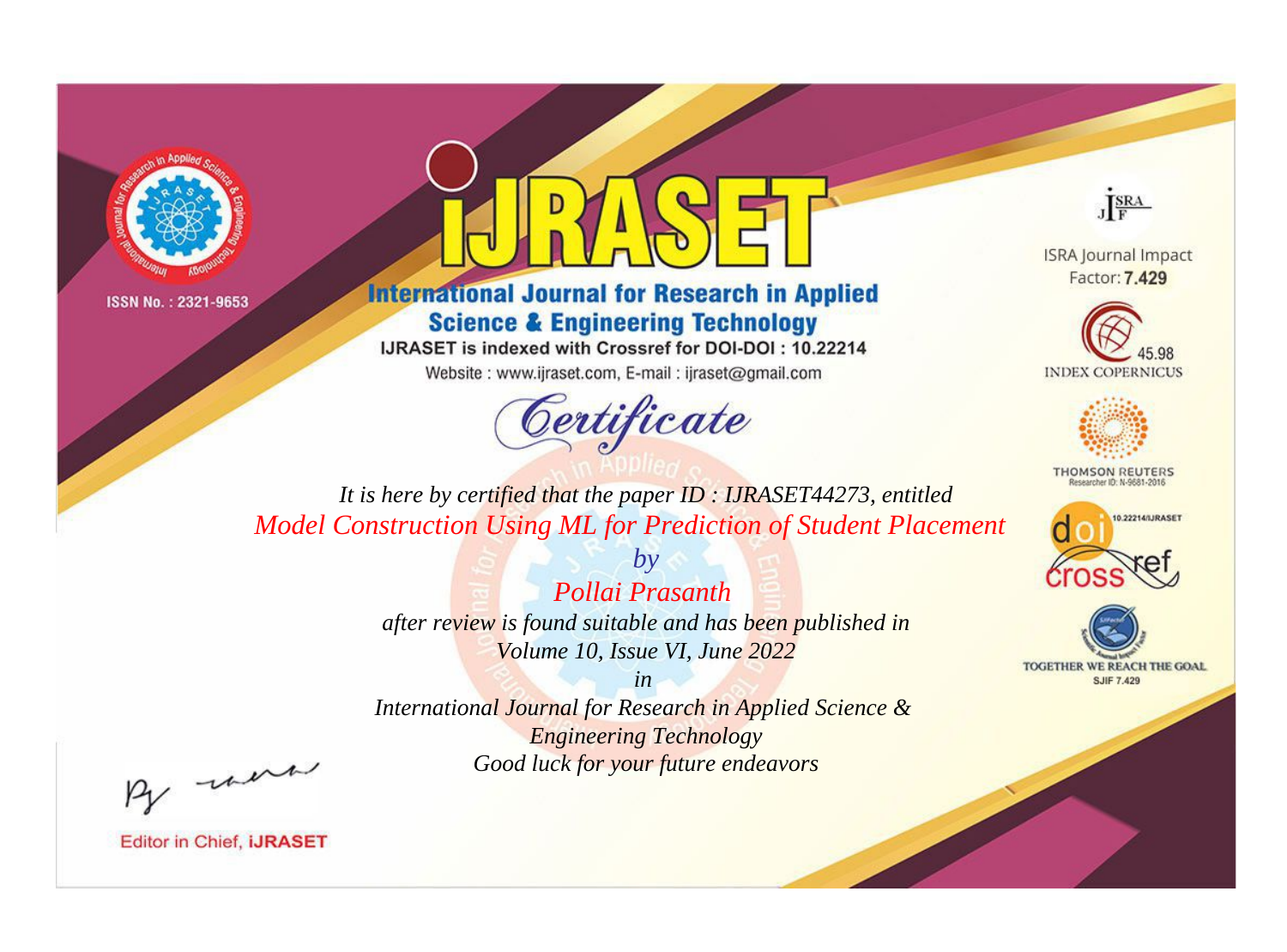ISSN No. : 2321-9653

# iJRASET

## International Journal for Research in Applied Science & Engineering Technology

IJRASET is indexed with Crossref for DOI-DOI : 10.22214

Website : www.ijraset.com, E-mail : ijraset@gmail.com

ISRA Journal Impact Factor: **7.429**

45.98 INDEX COPERNICUS

THOMSON REUTERS Researcher ID: N-9681-2016

10.22214/IJRASET

TOGETHER WE REACH THE GOAL SJIF 7.429

*Certificate*

*It is here by certified that the paper ID : IJRASET44273, entitled*

*Model Construction Using ML for Prediction of Student Placement*

*by*

*Pollai Prasanth*

*after review is found suitable and has been published in*

*Volume 10, Issue VI, June 2022*

*in*

*International Journal for Research in Applied Science & Engineering Technology*

*Good luck for your future endeavors*

Editor in Chief, **iJRASET**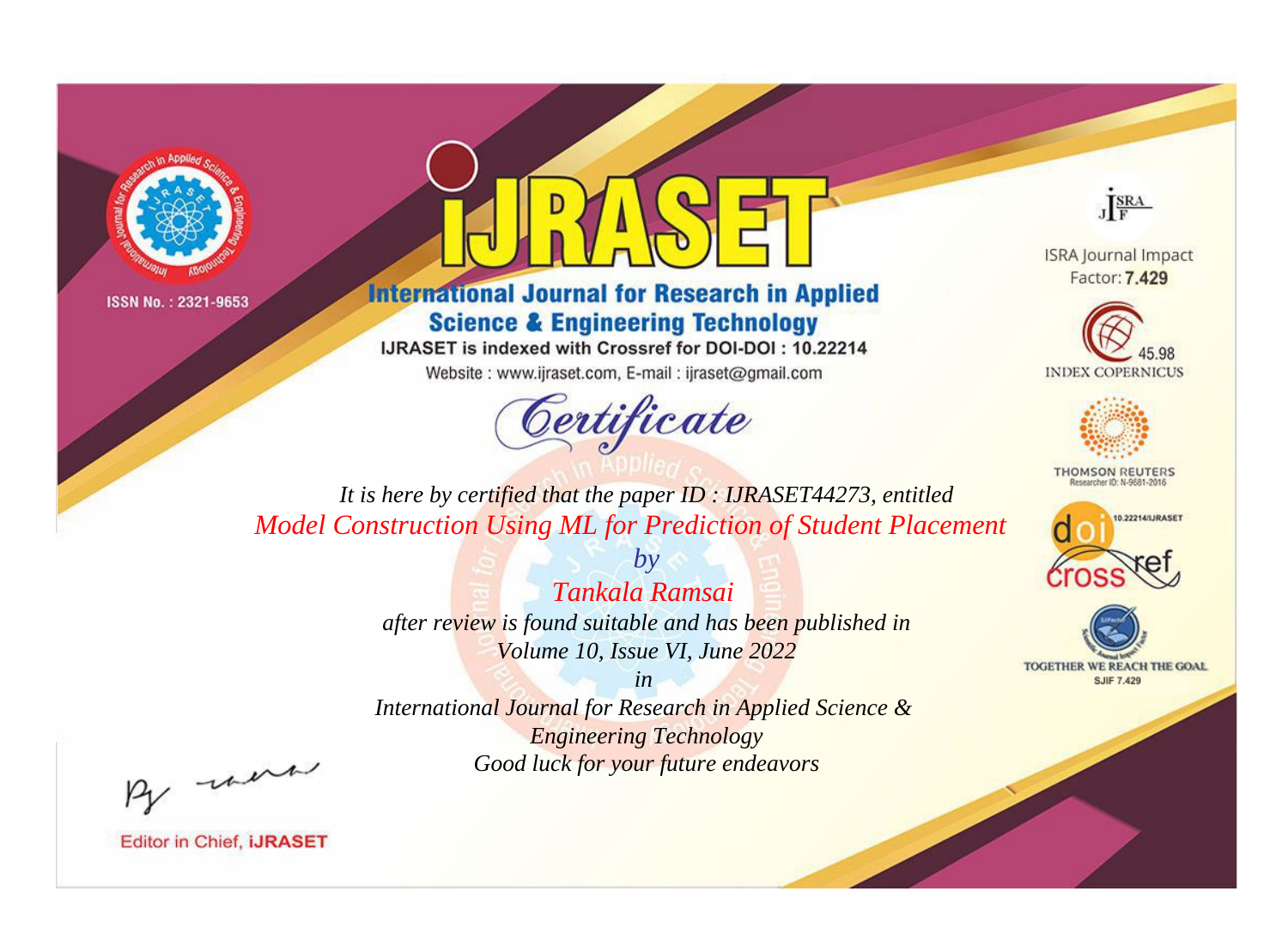ISSN No. : 2321-9653

# iJRASET

## International Journal for Research in Applied Science & Engineering Technology

IJRASET is indexed with Crossref for DOI-DOI : 10.22214

Website : www.ijraset.com, E-mail : ijraset@gmail.com

ISRA Journal Impact Factor: **7.429**

45.98 INDEX COPERNICUS

THOMSON REUTERS Researcher ID: N-9681-2016

10.22214/IJRASET

TOGETHER WE REACH THE GOAL SJIF 7.429

*Certificate*

*It is here by certified that the paper ID : IJRASET44273, entitled*

*Model Construction Using ML for Prediction of Student Placement*

*by*

*Tankala Ramsai*

*after review is found suitable and has been published in*

*Volume 10, Issue VI, June 2022*

*in*

*International Journal for Research in Applied Science & Engineering Technology*

*Good luck for your future endeavors*

Editor in Chief, **iJRASET**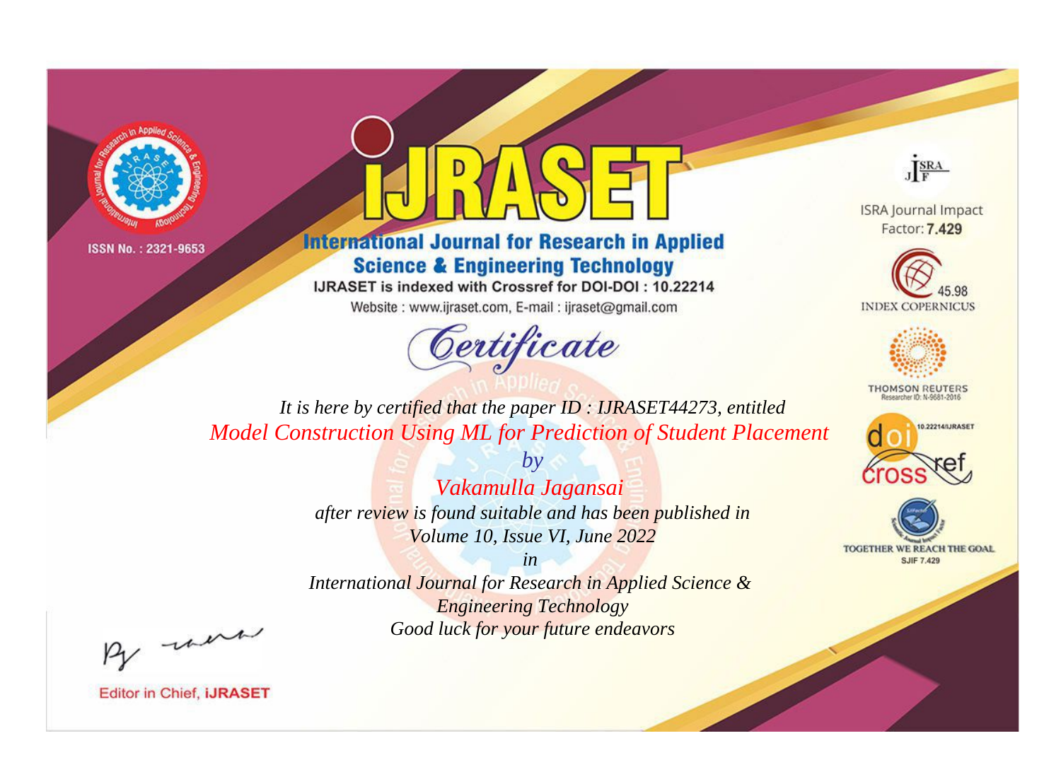ISSN No. : 2321-9653

# IJRASET

## International Journal for Research in Applied Science & Engineering Technology

IJRASET is indexed with Crossref for DOI-DOI : 10.22214

Website : www.ijraset.com, E-mail : ijraset@gmail.com

*Certificate*

*It is here by certified that the paper ID : IJRASET44273, entitled*

*Model Construction Using ML for Prediction of Student Placement*

*by*

*Vakamulla Jagansai*

*after review is found suitable and has been published in*

*Volume 10, Issue VI, June 2022*

*in*

*International Journal for Research in Applied Science & Engineering Technology*

*Good luck for your future endeavors*

ISRA Journal Impact Factor: **7.429**

45.98 INDEX COPERNICUS

THOMSON REUTERS Researcher ID: N-9681-2016

10.22214/IJRASET

TOGETHER WE REACH THE GOAL SJIF 7.429

Editor in Chief, **IJRASET**